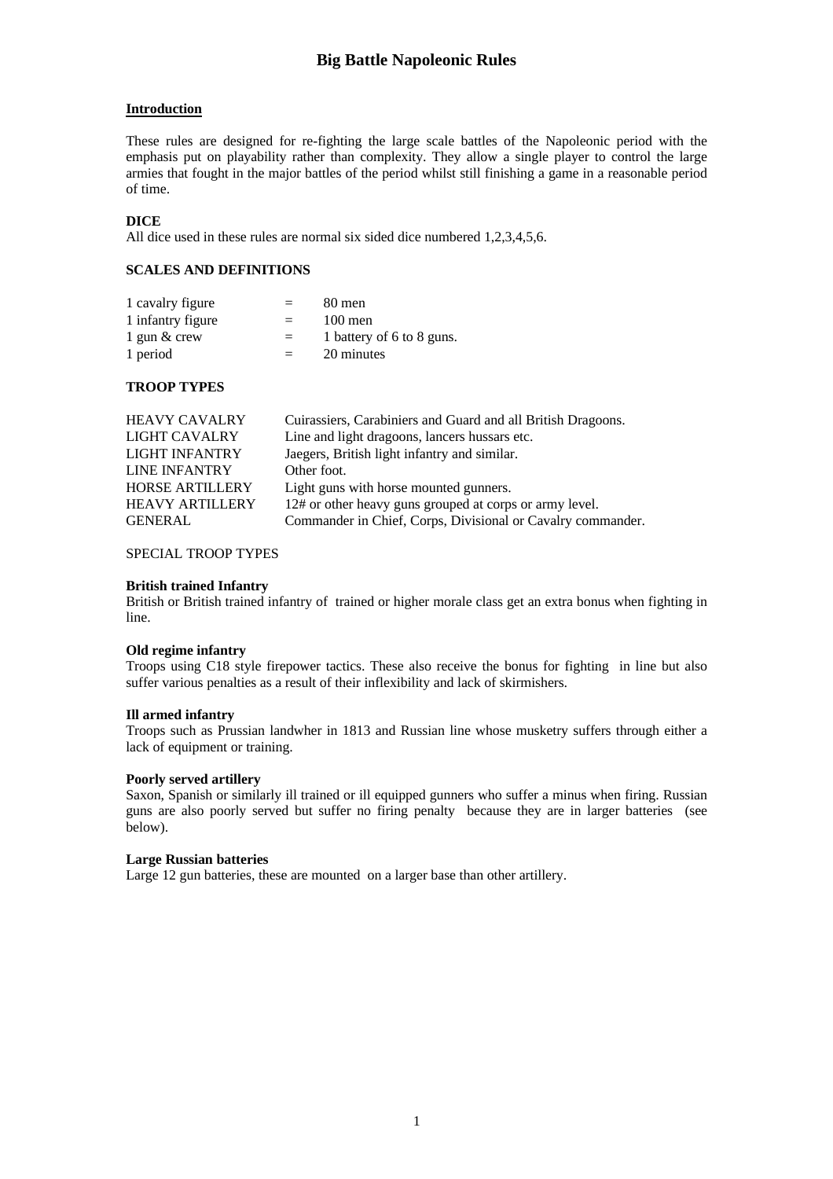# Big Battle Napoleonic Rules

## Introduction

These rules are designed for re-fighting the large scale battles of the Napoleonic period with the emphasis put on playability rather than complexity. They allow a single player to control the large armies that fought in the major battles of the period whilst still finishing a game in a reasonable period of time.

### DICE

All dice used in these rules are normal six sided dice numbered 1,2,3,4,5,6.

### SCALES AND DEFINITIONS

| | | |
|---|---|---|
| 1 cavalry figure | = | 80 men |
| 1 infantry figure | = | 100 men |
| 1 gun & crew | = | 1 battery of 6 to 8 guns. |
| 1 period | = | 20 minutes |

### TROOP TYPES

| | |
|---|---|
| HEAVY CAVALRY | Cuirassiers, Carabiniers and Guard and all British Dragoons. |
| LIGHT CAVALRY | Line and light dragoons, lancers hussars etc. |
| LIGHT INFANTRY | Jaegers, British light infantry and similar. |
| LINE INFANTRY | Other foot. |
| HORSE ARTILLERY | Light guns with horse mounted gunners. |
| HEAVY ARTILLERY | 12# or other heavy guns grouped at corps or army level. |
| GENERAL | Commander in Chief, Corps, Divisional or Cavalry commander. |

SPECIAL TROOP TYPES

**British trained Infantry**
British or British trained infantry of trained or higher morale class get an extra bonus when fighting in line.

**Old regime infantry**
Troops using C18 style firepower tactics. These also receive the bonus for fighting in line but also suffer various penalties as a result of their inflexibility and lack of skirmishers.

**Ill armed infantry**
Troops such as Prussian landwher in 1813 and Russian line whose musketry suffers through either a lack of equipment or training.

**Poorly served artillery**
Saxon, Spanish or similarly ill trained or ill equipped gunners who suffer a minus when firing. Russian guns are also poorly served but suffer no firing penalty because they are in larger batteries (see below).

**Large Russian batteries**
Large 12 gun batteries, these are mounted on a larger base than other artillery.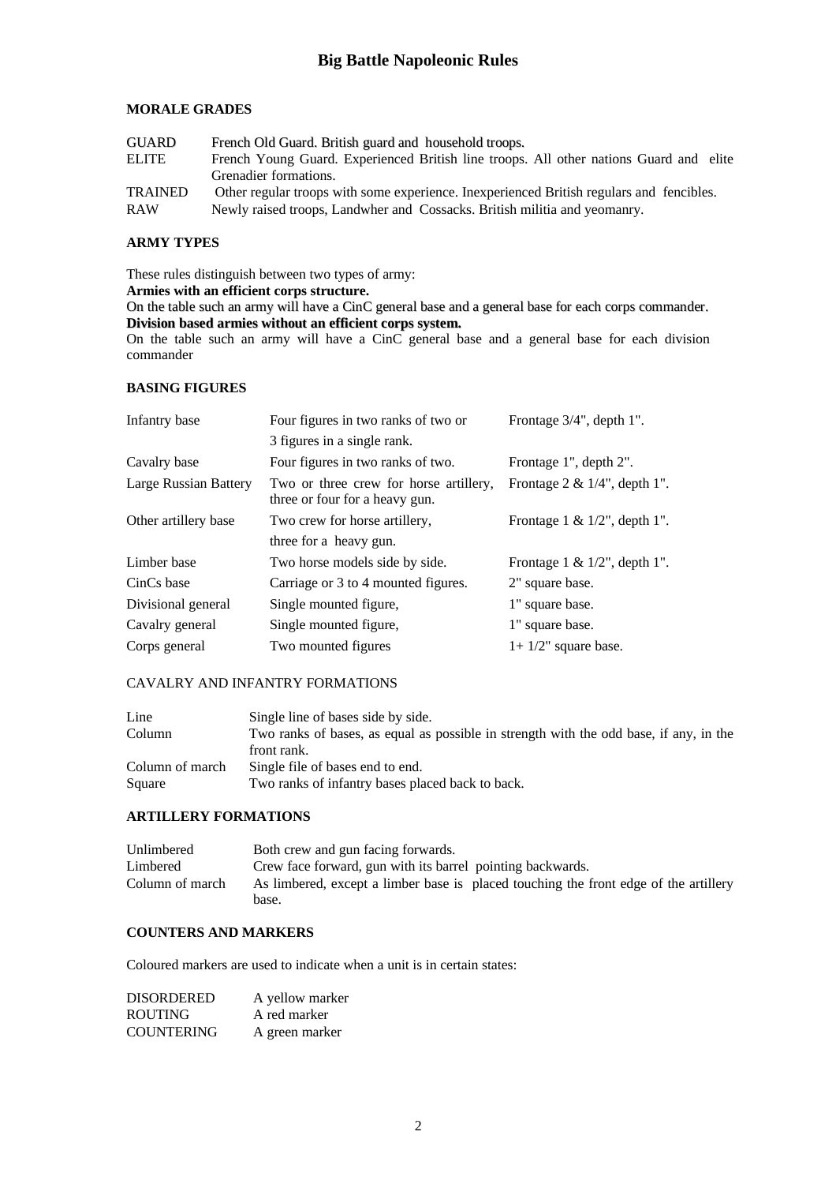# Big Battle Napoleonic Rules

## MORALE GRADES

| | |
|---|---|
| GUARD | French Old Guard. British guard and household troops. |
| ELITE | French Young Guard. Experienced British line troops. All other nations Guard and elite Grenadier formations. |
| TRAINED | Other regular troops with some experience. Inexperienced British regulars and fencibles. |
| RAW | Newly raised troops, Landwher and Cossacks. British militia and yeomanry. |

## ARMY TYPES

These rules distinguish between two types of army:

**Armies with an efficient corps structure.**

On the table such an army will have a CinC general base and a general base for each corps commander.

**Division based armies without an efficient corps system.**

On the table such an army will have a CinC general base and a general base for each division commander

## BASING FIGURES

| | | |
|---|---|---|
| Infantry base | Four figures in two ranks of two or 3 figures in a single rank. | Frontage 3/4", depth 1". |
| Cavalry base | Four figures in two ranks of two. | Frontage 1", depth 2". |
| Large Russian Battery | Two or three crew for horse artillery, three or four for a heavy gun. | Frontage 2 & 1/4", depth 1". |
| Other artillery base | Two crew for horse artillery, three for a heavy gun. | Frontage 1 & 1/2", depth 1". |
| Limber base | Two horse models side by side. | Frontage 1 & 1/2", depth 1". |
| CinCs base | Carriage or 3 to 4 mounted figures. | 2" square base. |
| Divisional general | Single mounted figure, | 1" square base. |
| Cavalry general | Single mounted figure, | 1" square base. |
| Corps general | Two mounted figures | 1+ 1/2" square base. |

## CAVALRY AND INFANTRY FORMATIONS

| | |
|---|---|
| Line | Single line of bases side by side. |
| Column | Two ranks of bases, as equal as possible in strength with the odd base, if any, in the front rank. |
| Column of march | Single file of bases end to end. |
| Square | Two ranks of infantry bases placed back to back. |

## ARTILLERY FORMATIONS

| | |
|---|---|
| Unlimbered | Both crew and gun facing forwards. |
| Limbered | Crew face forward, gun with its barrel pointing backwards. |
| Column of march | As limbered, except a limber base is placed touching the front edge of the artillery base. |

## COUNTERS AND MARKERS

Coloured markers are used to indicate when a unit is in certain states:

| | |
|---|---|
| DISORDERED | A yellow marker |
| ROUTING | A red marker |
| COUNTERING | A green marker |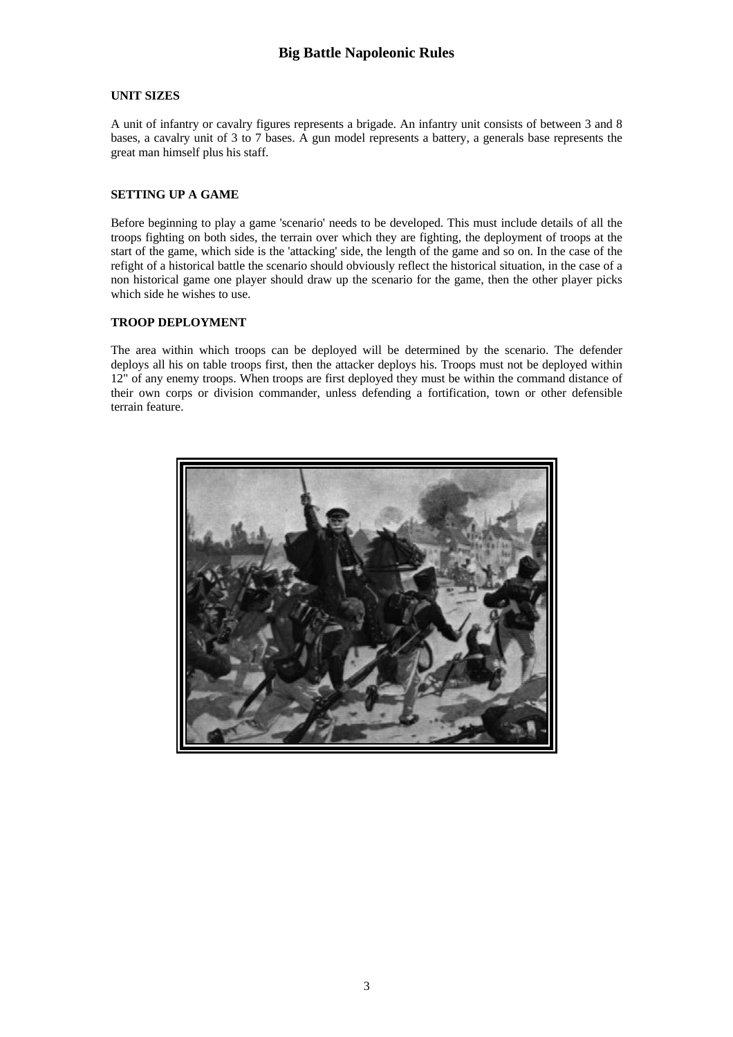## UNIT SIZES

A unit of infantry or cavalry figures represents a brigade. An infantry unit consists of between 3 and 8 bases, a cavalry unit of 3 to 7 bases. A gun model represents a battery, a generals base represents the great man himself plus his staff.

## SETTING UP A GAME

Before beginning to play a game 'scenario' needs to be developed. This must include details of all the troops fighting on both sides, the terrain over which they are fighting, the deployment of troops at the start of the game, which side is the 'attacking' side, the length of the game and so on. In the case of the refight of a historical battle the scenario should obviously reflect the historical situation, in the case of a non historical game one player should draw up the scenario for the game, then the other player picks which side he wishes to use.

## TROOP DEPLOYMENT

The area within which troops can be deployed will be determined by the scenario. The defender deploys all his on table troops first, then the attacker deploys his. Troops must not be deployed within 12" of any enemy troops. When troops are first deployed they must be within the command distance of their own corps or division commander, unless defending a fortification, town or other defensible terrain feature.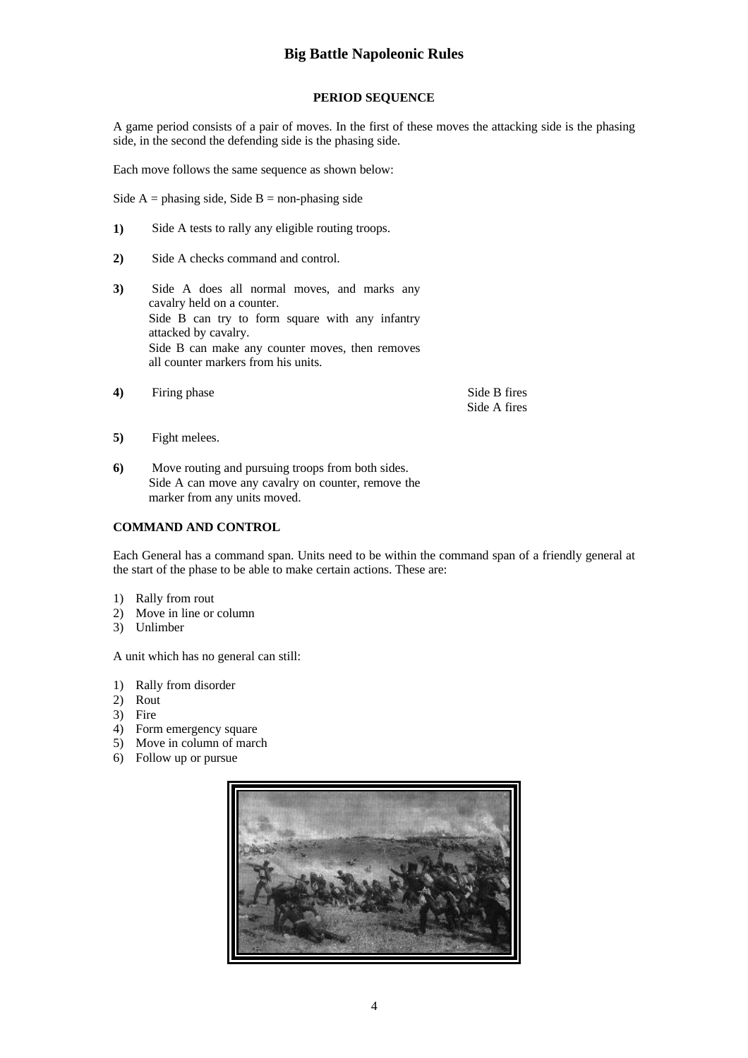## PERIOD SEQUENCE

A game period consists of a pair of moves. In the first of these moves the attacking side is the phasing side, in the second the defending side is the phasing side.

Each move follows the same sequence as shown below:

Side A = phasing side, Side B = non-phasing side

**1)** Side A tests to rally any eligible routing troops.

**2)** Side A checks command and control.

**3)** Side A does all normal moves, and marks any cavalry held on a counter.
Side B can try to form square with any infantry attacked by cavalry.
Side B can make any counter moves, then removes all counter markers from his units.

**4)** Firing phase — Side B fires
Side A fires

**5)** Fight melees.

**6)** Move routing and pursuing troops from both sides.
Side A can move any cavalry on counter, remove the marker from any units moved.

## COMMAND AND CONTROL

Each General has a command span. Units need to be within the command span of a friendly general at the start of the phase to be able to make certain actions. These are:

1) Rally from rout
2) Move in line or column
3) Unlimber

A unit which has no general can still:

1) Rally from disorder
2) Rout
3) Fire
4) Form emergency square
5) Move in column of march
6) Follow up or pursue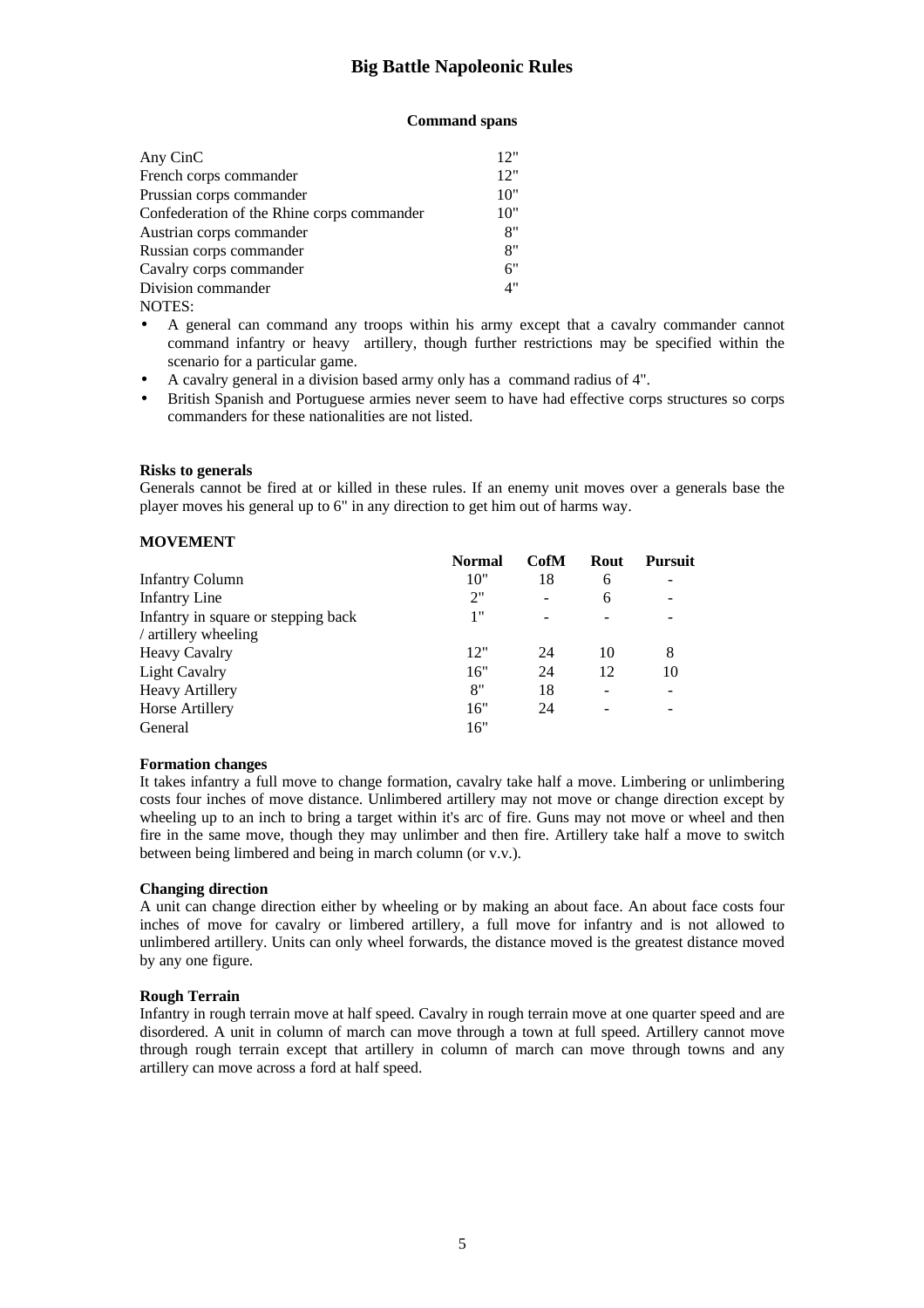#### Command spans

| | |
|---|---|
| Any CinC | 12" |
| French corps commander | 12" |
| Prussian corps commander | 10" |
| Confederation of the Rhine corps commander | 10" |
| Austrian corps commander | 8" |
| Russian corps commander | 8" |
| Cavalry corps commander | 6" |
| Division commander | 4" |

NOTES:

- A general can command any troops within his army except that a cavalry commander cannot command infantry or heavy artillery, though further restrictions may be specified within the scenario for a particular game.
- A cavalry general in a division based army only has a command radius of 4".
- British Spanish and Portuguese armies never seem to have had effective corps structures so corps commanders for these nationalities are not listed.

**Risks to generals**

Generals cannot be fired at or killed in these rules. If an enemy unit moves over a generals base the player moves his general up to 6" in any direction to get him out of harms way.

**MOVEMENT**

| | Normal | CofM | Rout | Pursuit |
|---|---|---|---|---|
| Infantry Column | 10" | 18 | 6 | - |
| Infantry Line | 2" | - | 6 | - |
| Infantry in square or stepping back / artillery wheeling | 1" | - | - | - |
| Heavy Cavalry | 12" | 24 | 10 | 8 |
| Light Cavalry | 16" | 24 | 12 | 10 |
| Heavy Artillery | 8" | 18 | - | - |
| Horse Artillery | 16" | 24 | - | - |
| General | 16" | | | |

**Formation changes**

It takes infantry a full move to change formation, cavalry take half a move. Limbering or unlimbering costs four inches of move distance. Unlimbered artillery may not move or change direction except by wheeling up to an inch to bring a target within it's arc of fire. Guns may not move or wheel and then fire in the same move, though they may unlimber and then fire. Artillery take half a move to switch between being limbered and being in march column (or v.v.).

**Changing direction**

A unit can change direction either by wheeling or by making an about face. An about face costs four inches of move for cavalry or limbered artillery, a full move for infantry and is not allowed to unlimbered artillery. Units can only wheel forwards, the distance moved is the greatest distance moved by any one figure.

**Rough Terrain**

Infantry in rough terrain move at half speed. Cavalry in rough terrain move at one quarter speed and are disordered. A unit in column of march can move through a town at full speed. Artillery cannot move through rough terrain except that artillery in column of march can move through towns and any artillery can move across a ford at half speed.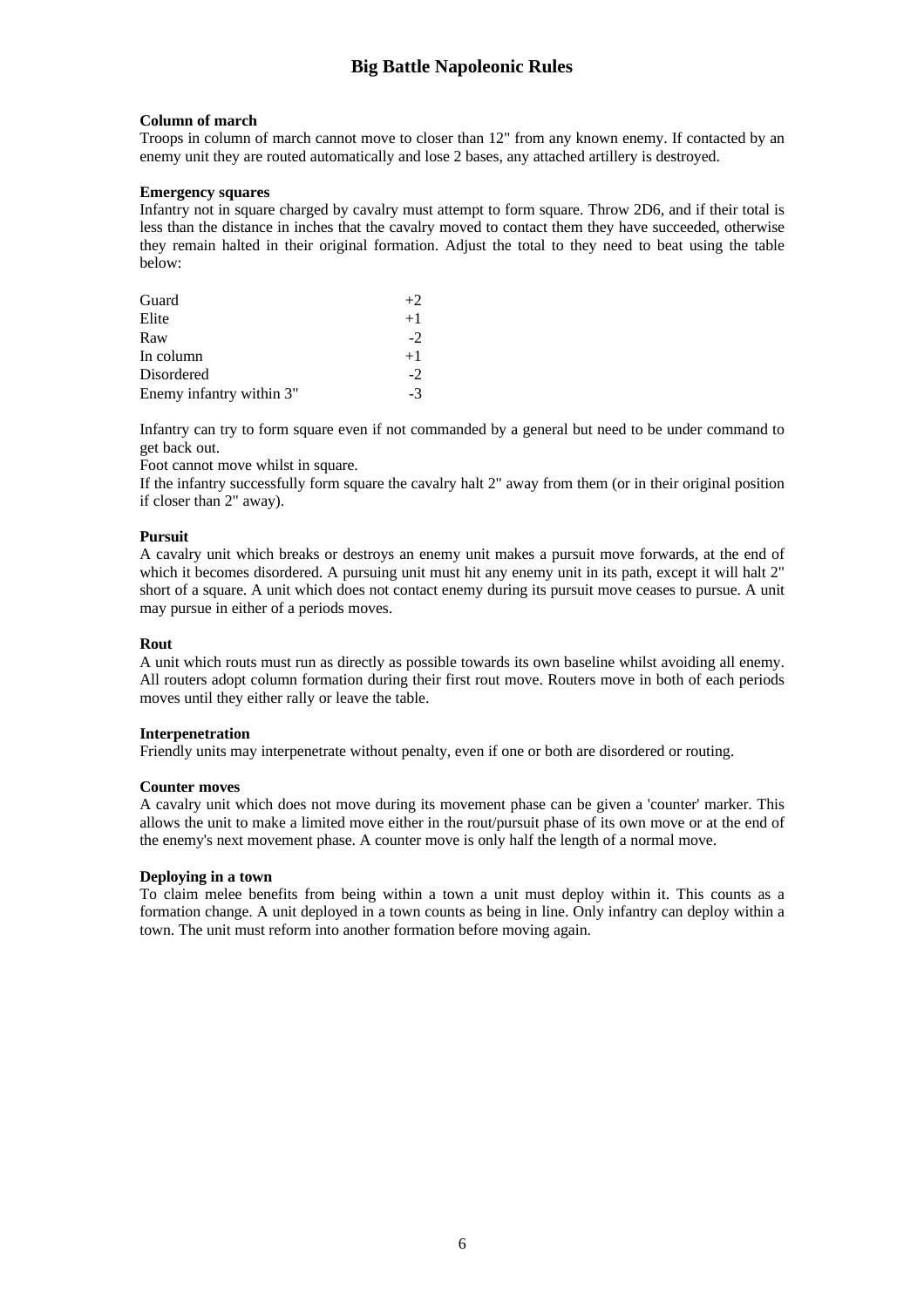**Column of march**

Troops in column of march cannot move to closer than 12" from any known enemy. If contacted by an enemy unit they are routed automatically and lose 2 bases, any attached artillery is destroyed.

**Emergency squares**

Infantry not in square charged by cavalry must attempt to form square. Throw 2D6, and if their total is less than the distance in inches that the cavalry moved to contact them they have succeeded, otherwise they remain halted in their original formation. Adjust the total to they need to beat using the table below:

| | |
|---|---|
| Guard | +2 |
| Elite | +1 |
| Raw | -2 |
| In column | +1 |
| Disordered | -2 |
| Enemy infantry within 3" | -3 |

Infantry can try to form square even if not commanded by a general but need to be under command to get back out.

Foot cannot move whilst in square.

If the infantry successfully form square the cavalry halt 2" away from them (or in their original position if closer than 2" away).

**Pursuit**

A cavalry unit which breaks or destroys an enemy unit makes a pursuit move forwards, at the end of which it becomes disordered. A pursuing unit must hit any enemy unit in its path, except it will halt 2" short of a square. A unit which does not contact enemy during its pursuit move ceases to pursue. A unit may pursue in either of a periods moves.

**Rout**

A unit which routs must run as directly as possible towards its own baseline whilst avoiding all enemy. All routers adopt column formation during their first rout move. Routers move in both of each periods moves until they either rally or leave the table.

**Interpenetration**

Friendly units may interpenetrate without penalty, even if one or both are disordered or routing.

**Counter moves**

A cavalry unit which does not move during its movement phase can be given a 'counter' marker. This allows the unit to make a limited move either in the rout/pursuit phase of its own move or at the end of the enemy's next movement phase. A counter move is only half the length of a normal move.

**Deploying in a town**

To claim melee benefits from being within a town a unit must deploy within it. This counts as a formation change. A unit deployed in a town counts as being in line. Only infantry can deploy within a town. The unit must reform into another formation before moving again.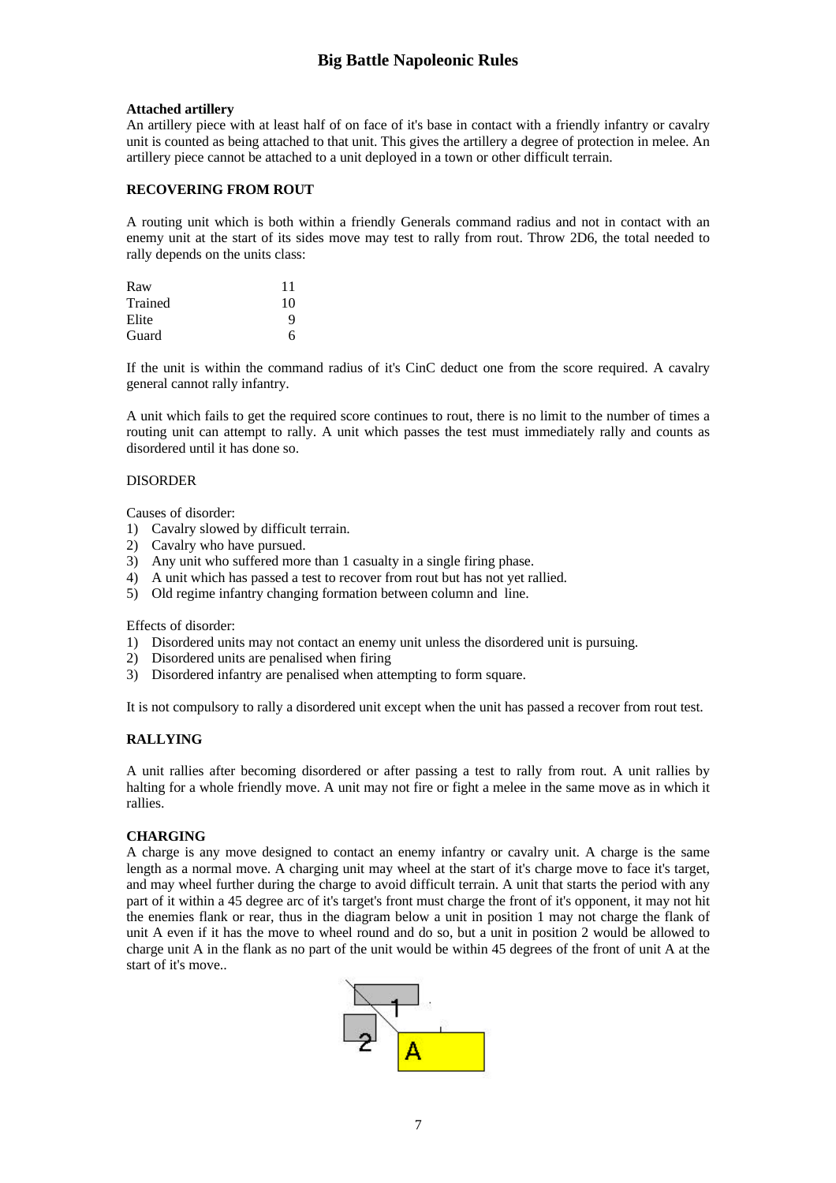### Attached artillery

An artillery piece with at least half of on face of it's base in contact with a friendly infantry or cavalry unit is counted as being attached to that unit. This gives the artillery a degree of protection in melee. An artillery piece cannot be attached to a unit deployed in a town or other difficult terrain.

### RECOVERING FROM ROUT

A routing unit which is both within a friendly Generals command radius and not in contact with an enemy unit at the start of its sides move may test to rally from rout. Throw 2D6, the total needed to rally depends on the units class:

| | |
|---|---|
| Raw | 11 |
| Trained | 10 |
| Elite | 9 |
| Guard | 6 |

If the unit is within the command radius of it's CinC deduct one from the score required. A cavalry general cannot rally infantry.

A unit which fails to get the required score continues to rout, there is no limit to the number of times a routing unit can attempt to rally. A unit which passes the test must immediately rally and counts as disordered until it has done so.

DISORDER

Causes of disorder:

1) Cavalry slowed by difficult terrain.
2) Cavalry who have pursued.
3) Any unit who suffered more than 1 casualty in a single firing phase.
4) A unit which has passed a test to recover from rout but has not yet rallied.
5) Old regime infantry changing formation between column and line.

Effects of disorder:

1) Disordered units may not contact an enemy unit unless the disordered unit is pursuing.
2) Disordered units are penalised when firing
3) Disordered infantry are penalised when attempting to form square.

It is not compulsory to rally a disordered unit except when the unit has passed a recover from rout test.

### RALLYING

A unit rallies after becoming disordered or after passing a test to rally from rout. A unit rallies by halting for a whole friendly move. A unit may not fire or fight a melee in the same move as in which it rallies.

### CHARGING

A charge is any move designed to contact an enemy infantry or cavalry unit. A charge is the same length as a normal move. A charging unit may wheel at the start of it's charge move to face it's target, and may wheel further during the charge to avoid difficult terrain. A unit that starts the period with any part of it within a 45 degree arc of it's target's front must charge the front of it's opponent, it may not hit the enemies flank or rear, thus in the diagram below a unit in position 1 may not charge the flank of unit A even if it has the move to wheel round and do so, but a unit in position 2 would be allowed to charge unit A in the flank as no part of the unit would be within 45 degrees of the front of unit A at the start of it's move..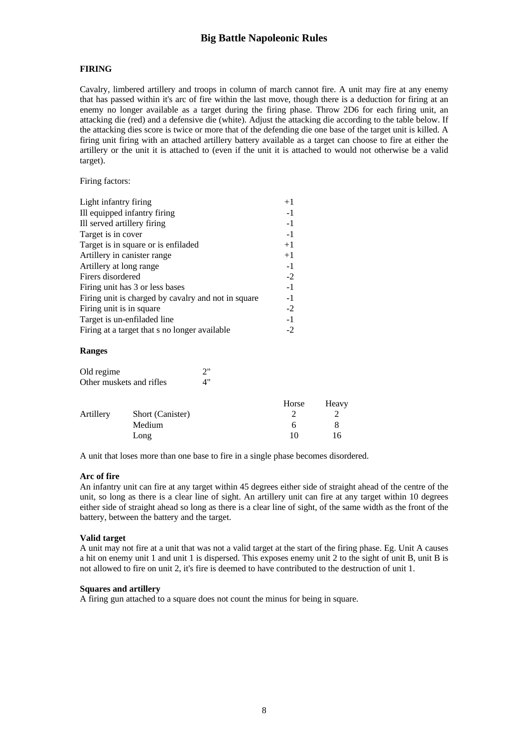### FIRING

Cavalry, limbered artillery and troops in column of march cannot fire. A unit may fire at any enemy that has passed within it's arc of fire within the last move, though there is a deduction for firing at an enemy no longer available as a target during the firing phase. Throw 2D6 for each firing unit, an attacking die (red) and a defensive die (white). Adjust the attacking die according to the table below. If the attacking dies score is twice or more that of the defending die one base of the target unit is killed. A firing unit firing with an attached artillery battery available as a target can choose to fire at either the artillery or the unit it is attached to (even if the unit it is attached to would not otherwise be a valid target).

Firing factors:

| | |
|---|---|
| Light infantry firing | +1 |
| Ill equipped infantry firing | -1 |
| Ill served artillery firing | -1 |
| Target is in cover | -1 |
| Target is in square or is enfiladed | +1 |
| Artillery in canister range | +1 |
| Artillery at long range | -1 |
| Firers disordered | -2 |
| Firing unit has 3 or less bases | -1 |
| Firing unit is charged by cavalry and not in square | -1 |
| Firing unit is in square | -2 |
| Target is un-enfiladed line | -1 |
| Firing at a target that s no longer available | -2 |

### Ranges

| | |
|---|---|
| Old regime | 2" |
| Other muskets and rifles | 4" |

| | | Horse | Heavy |
|---|---|---|---|
| Artillery | Short (Canister) | 2 | 2 |
| | Medium | 6 | 8 |
| | Long | 10 | 16 |

A unit that loses more than one base to fire in a single phase becomes disordered.

**Arc of fire**
An infantry unit can fire at any target within 45 degrees either side of straight ahead of the centre of the unit, so long as there is a clear line of sight. An artillery unit can fire at any target within 10 degrees either side of straight ahead so long as there is a clear line of sight, of the same width as the front of the battery, between the battery and the target.

**Valid target**
A unit may not fire at a unit that was not a valid target at the start of the firing phase. Eg. Unit A causes a hit on enemy unit 1 and unit 1 is dispersed. This exposes enemy unit 2 to the sight of unit B, unit B is not allowed to fire on unit 2, it's fire is deemed to have contributed to the destruction of unit 1.

**Squares and artillery**
A firing gun attached to a square does not count the minus for being in square.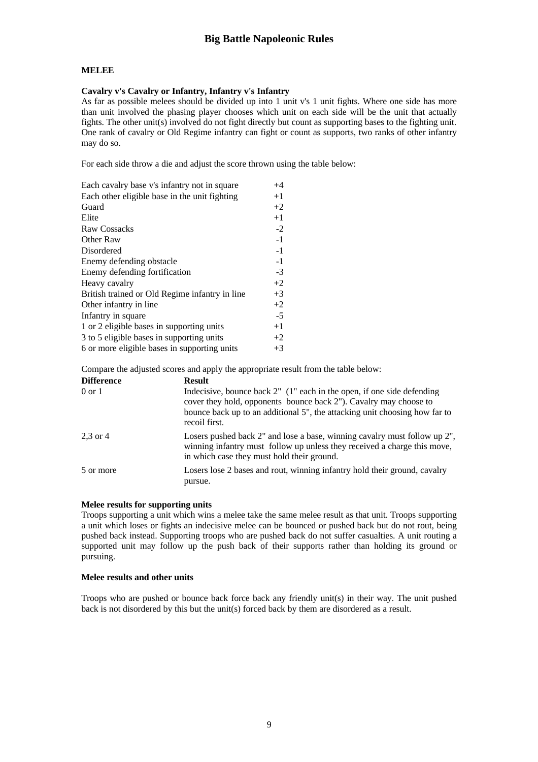## MELEE

### Cavalry v's Cavalry or Infantry, Infantry v's Infantry

As far as possible melees should be divided up into 1 unit v's 1 unit fights. Where one side has more than unit involved the phasing player chooses which unit on each side will be the unit that actually fights. The other unit(s) involved do not fight directly but count as supporting bases to the fighting unit. One rank of cavalry or Old Regime infantry can fight or count as supports, two ranks of other infantry may do so.

For each side throw a die and adjust the score thrown using the table below:

| | |
|---|---|
| Each cavalry base v's infantry not in square | +4 |
| Each other eligible base in the unit fighting | +1 |
| Guard | +2 |
| Elite | +1 |
| Raw Cossacks | -2 |
| Other Raw | -1 |
| Disordered | -1 |
| Enemy defending obstacle | -1 |
| Enemy defending fortification | -3 |
| Heavy cavalry | +2 |
| British trained or Old Regime infantry in line | +3 |
| Other infantry in line | +2 |
| Infantry in square | -5 |
| 1 or 2 eligible bases in supporting units | +1 |
| 3 to 5 eligible bases in supporting units | +2 |
| 6 or more eligible bases in supporting units | +3 |

Compare the adjusted scores and apply the appropriate result from the table below:

| Difference | Result |
|---|---|
| 0 or 1 | Indecisive, bounce back 2" (1" each in the open, if one side defending cover they hold, opponents bounce back 2"). Cavalry may choose to bounce back up to an additional 5", the attacking unit choosing how far to recoil first. |
| 2,3 or 4 | Losers pushed back 2" and lose a base, winning cavalry must follow up 2", winning infantry must follow up unless they received a charge this move, in which case they must hold their ground. |
| 5 or more | Losers lose 2 bases and rout, winning infantry hold their ground, cavalry pursue. |

### Melee results for supporting units

Troops supporting a unit which wins a melee take the same melee result as that unit. Troops supporting a unit which loses or fights an indecisive melee can be bounced or pushed back but do not rout, being pushed back instead. Supporting troops who are pushed back do not suffer casualties. A unit routing a supported unit may follow up the push back of their supports rather than holding its ground or pursuing.

### Melee results and other units

Troops who are pushed or bounce back force back any friendly unit(s) in their way. The unit pushed back is not disordered by this but the unit(s) forced back by them are disordered as a result.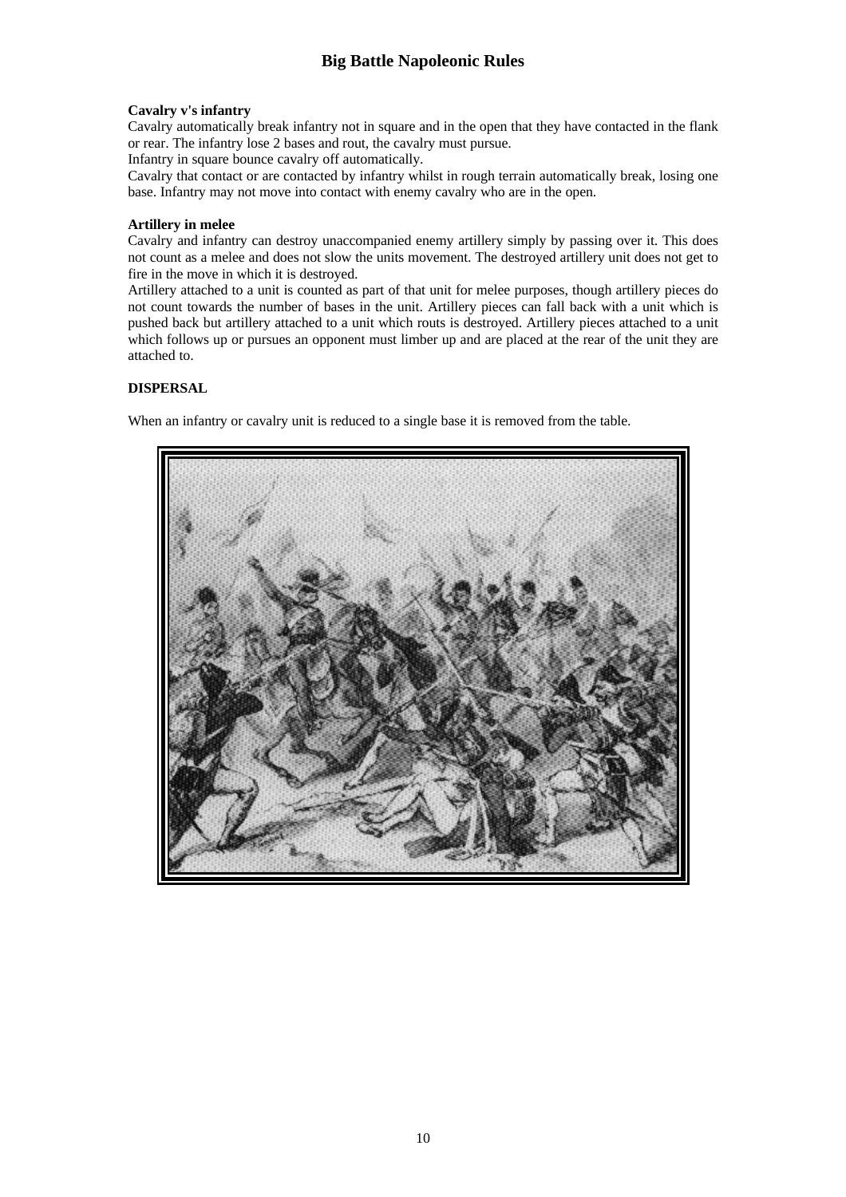**Cavalry v's infantry**

Cavalry automatically break infantry not in square and in the open that they have contacted in the flank or rear. The infantry lose 2 bases and rout, the cavalry must pursue.

Infantry in square bounce cavalry off automatically.

Cavalry that contact or are contacted by infantry whilst in rough terrain automatically break, losing one base. Infantry may not move into contact with enemy cavalry who are in the open.

**Artillery in melee**

Cavalry and infantry can destroy unaccompanied enemy artillery simply by passing over it. This does not count as a melee and does not slow the units movement. The destroyed artillery unit does not get to fire in the move in which it is destroyed.

Artillery attached to a unit is counted as part of that unit for melee purposes, though artillery pieces do not count towards the number of bases in the unit. Artillery pieces can fall back with a unit which is pushed back but artillery attached to a unit which routs is destroyed. Artillery pieces attached to a unit which follows up or pursues an opponent must limber up and are placed at the rear of the unit they are attached to.

**DISPERSAL**

When an infantry or cavalry unit is reduced to a single base it is removed from the table.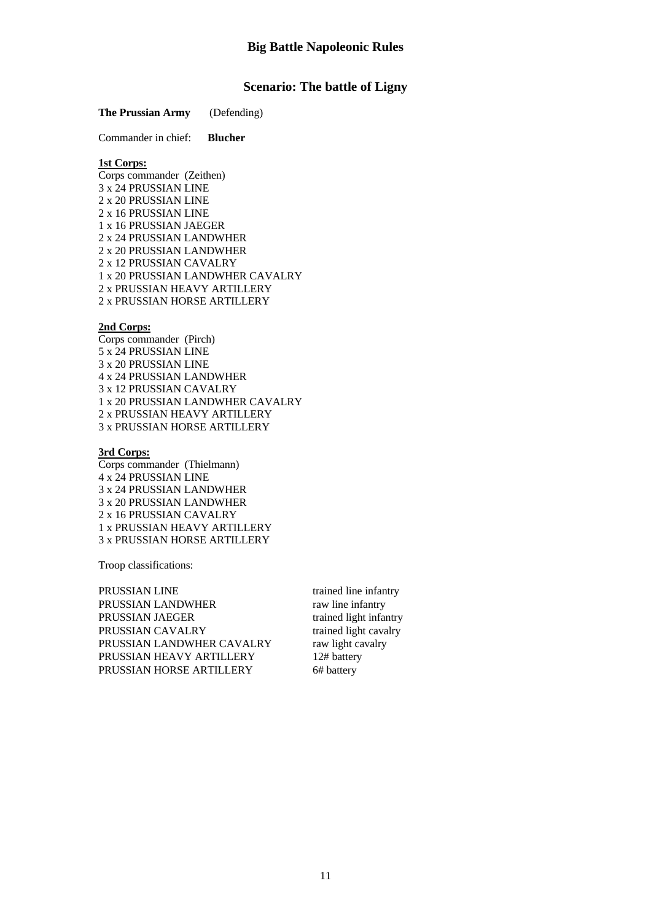# Big Battle Napoleonic Rules

## Scenario: The battle of Ligny

**The Prussian Army** (Defending)

Commander in chief: **Blucher**

**1st Corps:**

Corps commander (Zeithen)
3 x 24 PRUSSIAN LINE
2 x 20 PRUSSIAN LINE
2 x 16 PRUSSIAN LINE
1 x 16 PRUSSIAN JAEGER
2 x 24 PRUSSIAN LANDWHER
2 x 20 PRUSSIAN LANDWHER
2 x 12 PRUSSIAN CAVALRY
1 x 20 PRUSSIAN LANDWHER CAVALRY
2 x PRUSSIAN HEAVY ARTILLERY
2 x PRUSSIAN HORSE ARTILLERY

**2nd Corps:**

Corps commander (Pirch)
5 x 24 PRUSSIAN LINE
3 x 20 PRUSSIAN LINE
4 x 24 PRUSSIAN LANDWHER
3 x 12 PRUSSIAN CAVALRY
1 x 20 PRUSSIAN LANDWHER CAVALRY
2 x PRUSSIAN HEAVY ARTILLERY
3 x PRUSSIAN HORSE ARTILLERY

**3rd Corps:**

Corps commander (Thielmann)
4 x 24 PRUSSIAN LINE
3 x 24 PRUSSIAN LANDWHER
3 x 20 PRUSSIAN LANDWHER
2 x 16 PRUSSIAN CAVALRY
1 x PRUSSIAN HEAVY ARTILLERY
3 x PRUSSIAN HORSE ARTILLERY

Troop classifications:

| | |
|---|---|
| PRUSSIAN LINE | trained line infantry |
| PRUSSIAN LANDWHER | raw line infantry |
| PRUSSIAN JAEGER | trained light infantry |
| PRUSSIAN CAVALRY | trained light cavalry |
| PRUSSIAN LANDWHER CAVALRY | raw light cavalry |
| PRUSSIAN HEAVY ARTILLERY | 12# battery |
| PRUSSIAN HORSE ARTILLERY | 6# battery |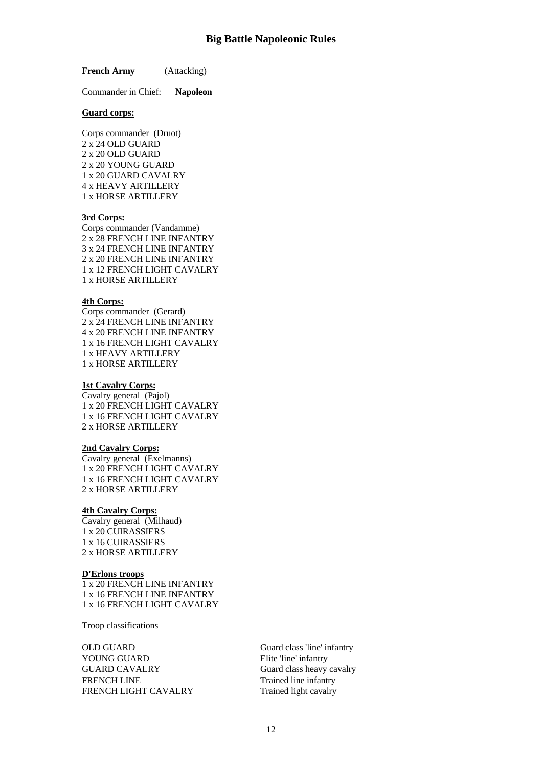# Big Battle Napoleonic Rules

**French Army** (Attacking)

Commander in Chief: **Napoleon**

**Guard corps:**

Corps commander (Druot)
2 x 24 OLD GUARD
2 x 20 OLD GUARD
2 x 20 YOUNG GUARD
1 x 20 GUARD CAVALRY
4 x HEAVY ARTILLERY
1 x HORSE ARTILLERY

**3rd Corps:**

Corps commander (Vandamme)
2 x 28 FRENCH LINE INFANTRY
3 x 24 FRENCH LINE INFANTRY
2 x 20 FRENCH LINE INFANTRY
1 x 12 FRENCH LIGHT CAVALRY
1 x HORSE ARTILLERY

**4th Corps:**

Corps commander (Gerard)
2 x 24 FRENCH LINE INFANTRY
4 x 20 FRENCH LINE INFANTRY
1 x 16 FRENCH LIGHT CAVALRY
1 x HEAVY ARTILLERY
1 x HORSE ARTILLERY

**1st Cavalry Corps:**

Cavalry general (Pajol)
1 x 20 FRENCH LIGHT CAVALRY
1 x 16 FRENCH LIGHT CAVALRY
2 x HORSE ARTILLERY

**2nd Cavalry Corps:**

Cavalry general (Exelmanns)
1 x 20 FRENCH LIGHT CAVALRY
1 x 16 FRENCH LIGHT CAVALRY
2 x HORSE ARTILLERY

**4th Cavalry Corps:**

Cavalry general (Milhaud)
1 x 20 CUIRASSIERS
1 x 16 CUIRASSIERS
2 x HORSE ARTILLERY

**D'Erlons troops**

1 x 20 FRENCH LINE INFANTRY
1 x 16 FRENCH LINE INFANTRY
1 x 16 FRENCH LIGHT CAVALRY

Troop classifications

| | |
|---|---|
| OLD GUARD | Guard class 'line' infantry |
| YOUNG GUARD | Elite 'line' infantry |
| GUARD CAVALRY | Guard class heavy cavalry |
| FRENCH LINE | Trained line infantry |
| FRENCH LIGHT CAVALRY | Trained light cavalry |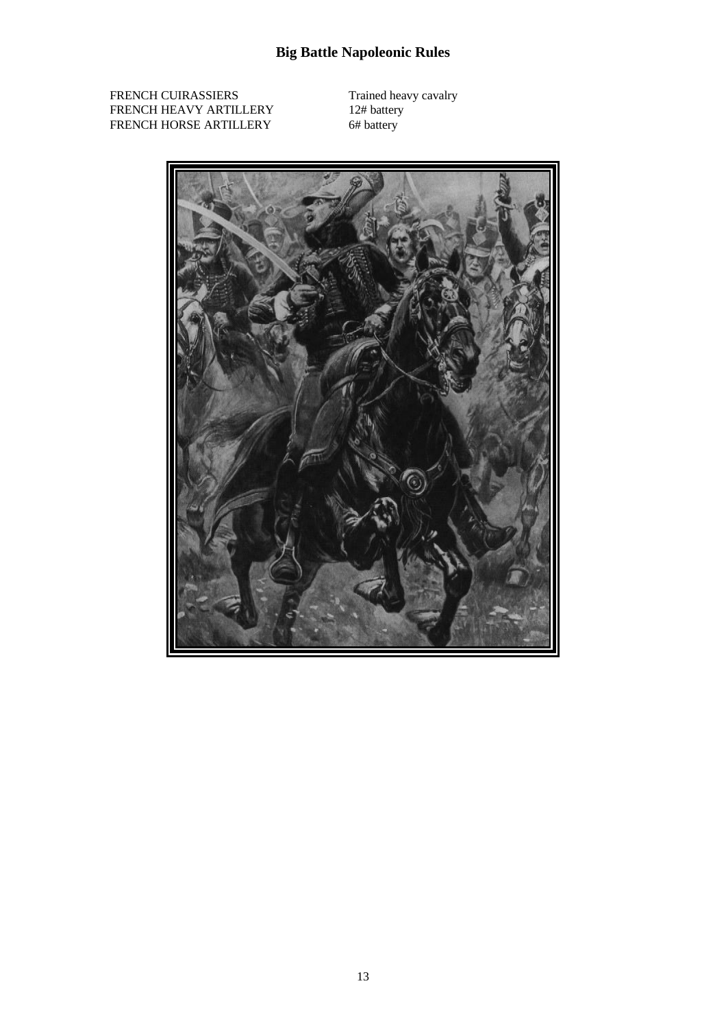| | |
|---|---|
| FRENCH CUIRASSIERS | Trained heavy cavalry |
| FRENCH HEAVY ARTILLERY | 12# battery |
| FRENCH HORSE ARTILLERY | 6# battery |